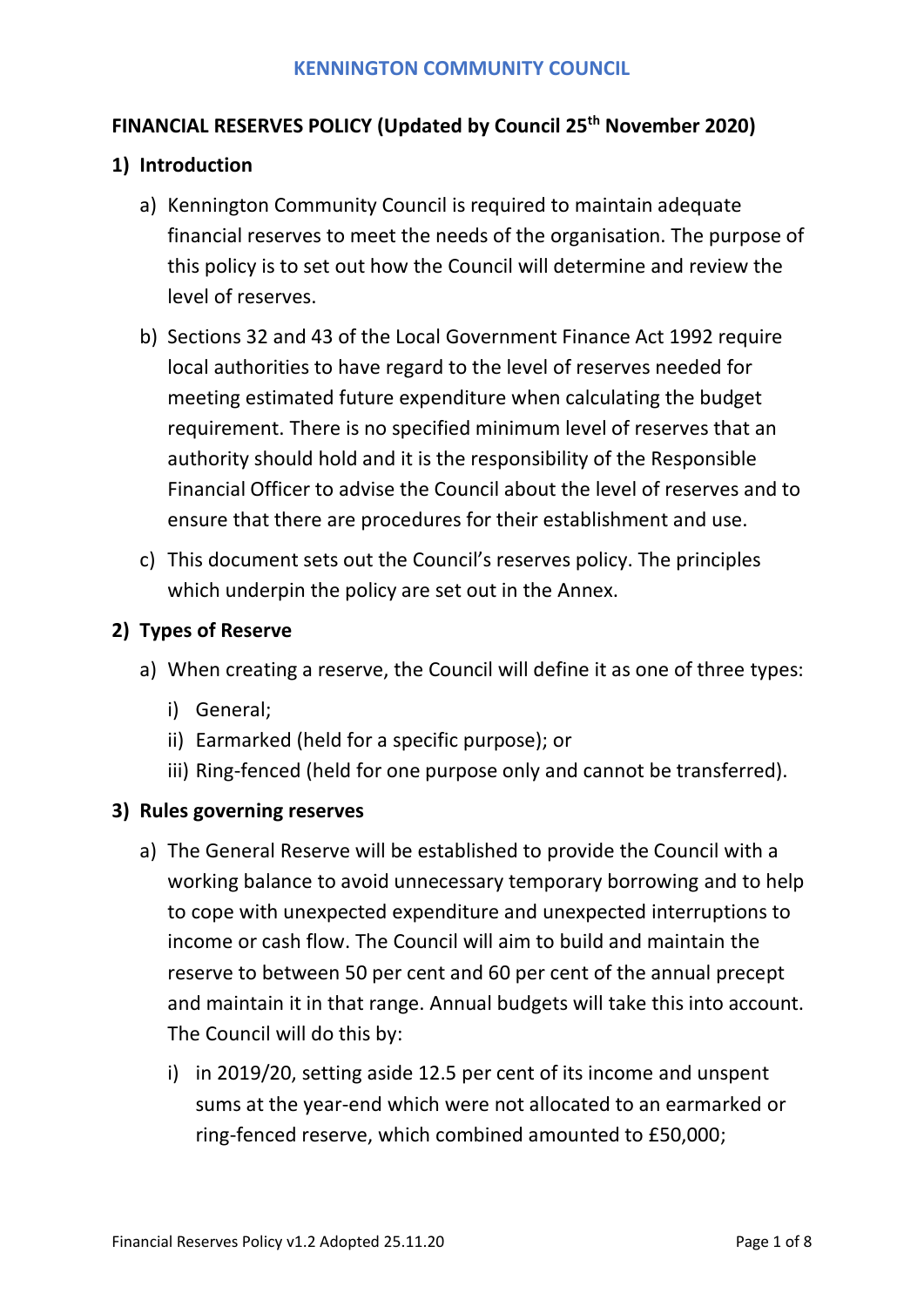# KENNINGTON COMMUNITY COUNCIL

## FINANCIAL RESERVES POLICY (Updated by Council 25th November 2020)

### 1) Introduction

a) Kennington Community Council is required to maintain adequate financial reserves to meet the needs of the organisation. The purpose of this policy is to set out how the Council will determine and review the level of reserves.

b) Sections 32 and 43 of the Local Government Finance Act 1992 require local authorities to have regard to the level of reserves needed for meeting estimated future expenditure when calculating the budget requirement. There is no specified minimum level of reserves that an authority should hold and it is the responsibility of the Responsible Financial Officer to advise the Council about the level of reserves and to ensure that there are procedures for their establishment and use.

c) This document sets out the Council's reserves policy. The principles which underpin the policy are set out in the Annex.

### 2) Types of Reserve

a) When creating a reserve, the Council will define it as one of three types:

   i) General;
   ii) Earmarked (held for a specific purpose); or
   iii) Ring-fenced (held for one purpose only and cannot be transferred).

### 3) Rules governing reserves

a) The General Reserve will be established to provide the Council with a working balance to avoid unnecessary temporary borrowing and to help to cope with unexpected expenditure and unexpected interruptions to income or cash flow. The Council will aim to build and maintain the reserve to between 50 per cent and 60 per cent of the annual precept and maintain it in that range. Annual budgets will take this into account. The Council will do this by:

   i) in 2019/20, setting aside 12.5 per cent of its income and unspent sums at the year-end which were not allocated to an earmarked or ring-fenced reserve, which combined amounted to £50,000;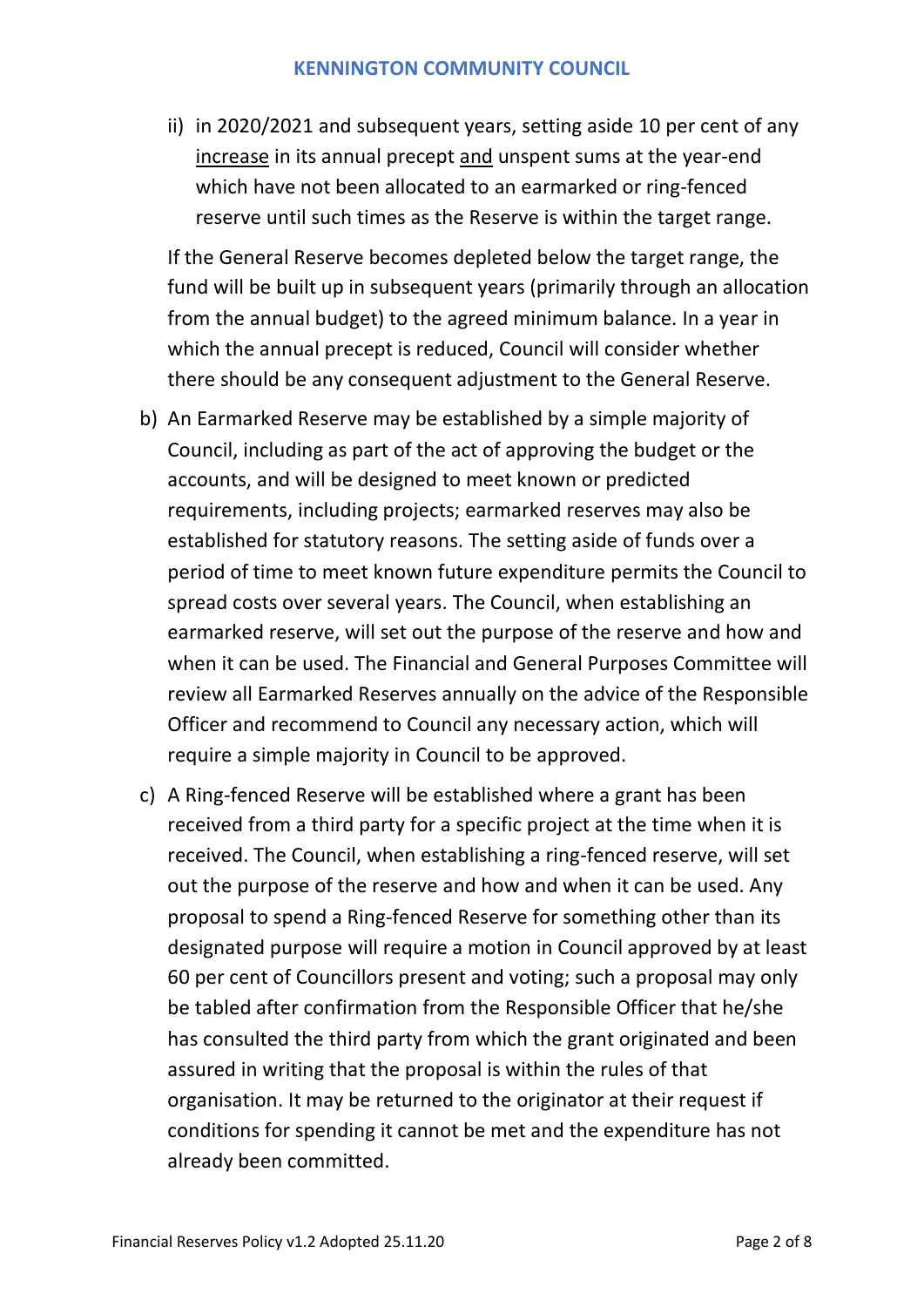ii) in 2020/2021 and subsequent years, setting aside 10 per cent of any <u>increase</u> in its annual precept <u>and</u> unspent sums at the year-end which have not been allocated to an earmarked or ring-fenced reserve until such times as the Reserve is within the target range.

   If the General Reserve becomes depleted below the target range, the fund will be built up in subsequent years (primarily through an allocation from the annual budget) to the agreed minimum balance. In a year in which the annual precept is reduced, Council will consider whether there should be any consequent adjustment to the General Reserve.

b) An Earmarked Reserve may be established by a simple majority of Council, including as part of the act of approving the budget or the accounts, and will be designed to meet known or predicted requirements, including projects; earmarked reserves may also be established for statutory reasons. The setting aside of funds over a period of time to meet known future expenditure permits the Council to spread costs over several years. The Council, when establishing an earmarked reserve, will set out the purpose of the reserve and how and when it can be used. The Financial and General Purposes Committee will review all Earmarked Reserves annually on the advice of the Responsible Officer and recommend to Council any necessary action, which will require a simple majority in Council to be approved.

c) A Ring-fenced Reserve will be established where a grant has been received from a third party for a specific project at the time when it is received. The Council, when establishing a ring-fenced reserve, will set out the purpose of the reserve and how and when it can be used. Any proposal to spend a Ring-fenced Reserve for something other than its designated purpose will require a motion in Council approved by at least 60 per cent of Councillors present and voting; such a proposal may only be tabled after confirmation from the Responsible Officer that he/she has consulted the third party from which the grant originated and been assured in writing that the proposal is within the rules of that organisation. It may be returned to the originator at their request if conditions for spending it cannot be met and the expenditure has not already been committed.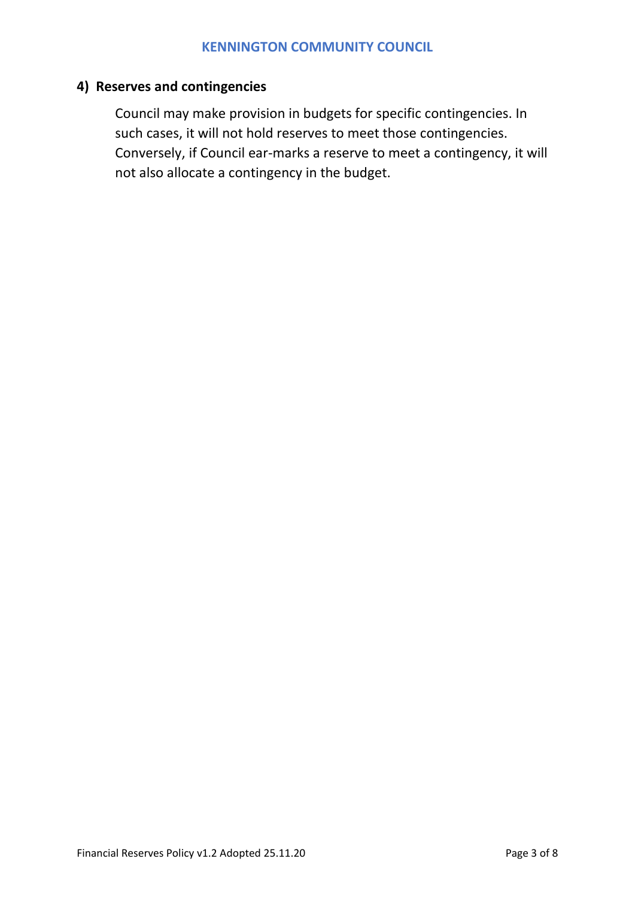## 4) Reserves and contingencies

Council may make provision in budgets for specific contingencies. In such cases, it will not hold reserves to meet those contingencies. Conversely, if Council ear-marks a reserve to meet a contingency, it will not also allocate a contingency in the budget.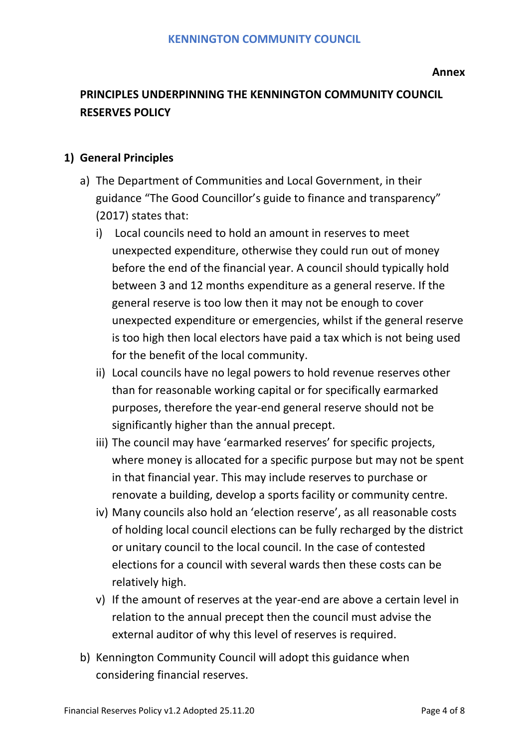**Annex**

## PRINCIPLES UNDERPINNING THE KENNINGTON COMMUNITY COUNCIL RESERVES POLICY

### 1) General Principles

a) The Department of Communities and Local Government, in their guidance "The Good Councillor's guide to finance and transparency" (2017) states that:

   i) Local councils need to hold an amount in reserves to meet unexpected expenditure, otherwise they could run out of money before the end of the financial year. A council should typically hold between 3 and 12 months expenditure as a general reserve. If the general reserve is too low then it may not be enough to cover unexpected expenditure or emergencies, whilst if the general reserve is too high then local electors have paid a tax which is not being used for the benefit of the local community.

   ii) Local councils have no legal powers to hold revenue reserves other than for reasonable working capital or for specifically earmarked purposes, therefore the year-end general reserve should not be significantly higher than the annual precept.

   iii) The council may have 'earmarked reserves' for specific projects, where money is allocated for a specific purpose but may not be spent in that financial year. This may include reserves to purchase or renovate a building, develop a sports facility or community centre.

   iv) Many councils also hold an 'election reserve', as all reasonable costs of holding local council elections can be fully recharged by the district or unitary council to the local council. In the case of contested elections for a council with several wards then these costs can be relatively high.

   v) If the amount of reserves at the year-end are above a certain level in relation to the annual precept then the council must advise the external auditor of why this level of reserves is required.

b) Kennington Community Council will adopt this guidance when considering financial reserves.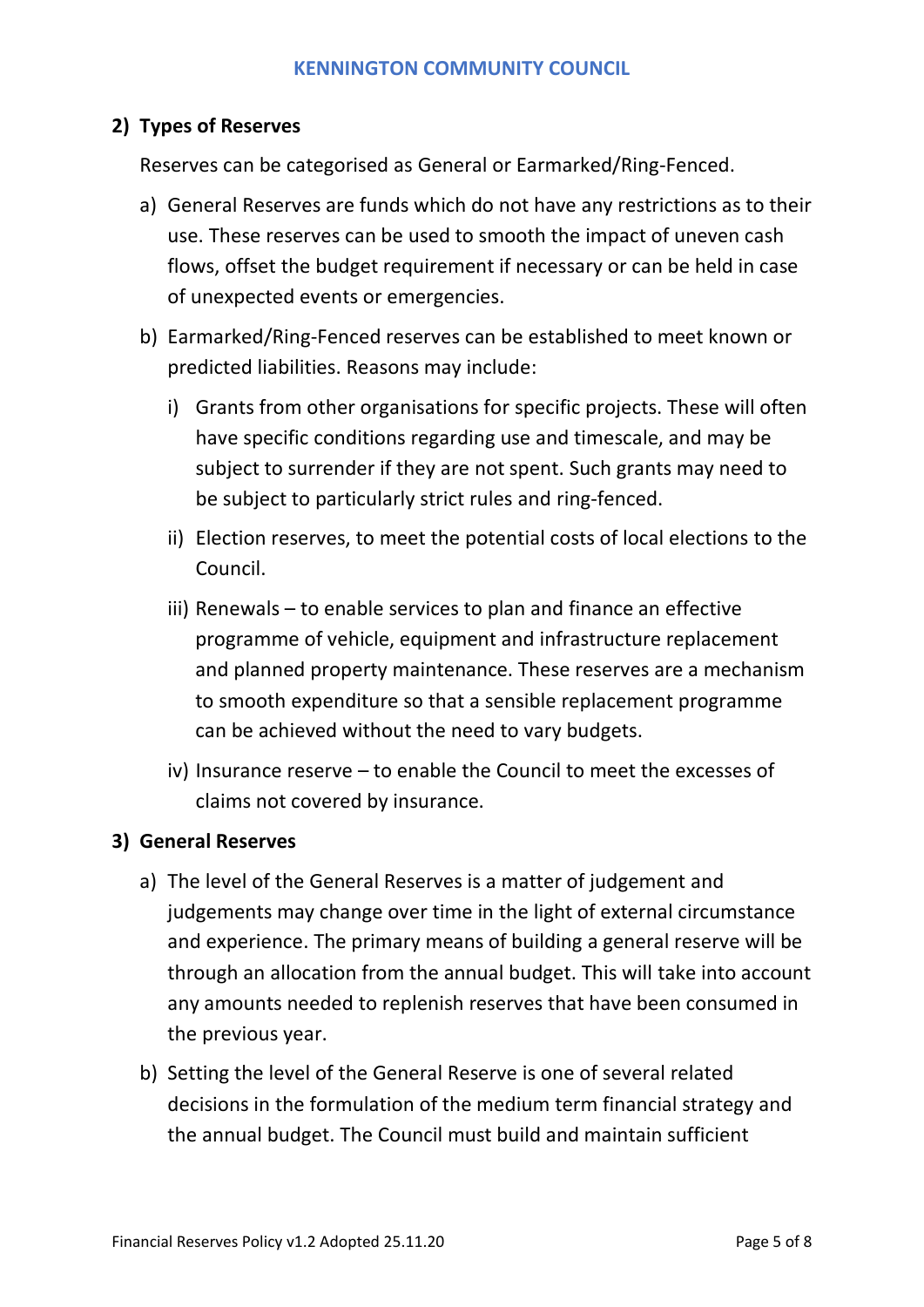## 2) Types of Reserves

Reserves can be categorised as General or Earmarked/Ring-Fenced.

a) General Reserves are funds which do not have any restrictions as to their use. These reserves can be used to smooth the impact of uneven cash flows, offset the budget requirement if necessary or can be held in case of unexpected events or emergencies.

b) Earmarked/Ring-Fenced reserves can be established to meet known or predicted liabilities. Reasons may include:

   i) Grants from other organisations for specific projects. These will often have specific conditions regarding use and timescale, and may be subject to surrender if they are not spent. Such grants may need to be subject to particularly strict rules and ring-fenced.

   ii) Election reserves, to meet the potential costs of local elections to the Council.

   iii) Renewals – to enable services to plan and finance an effective programme of vehicle, equipment and infrastructure replacement and planned property maintenance. These reserves are a mechanism to smooth expenditure so that a sensible replacement programme can be achieved without the need to vary budgets.

   iv) Insurance reserve – to enable the Council to meet the excesses of claims not covered by insurance.

## 3) General Reserves

a) The level of the General Reserves is a matter of judgement and judgements may change over time in the light of external circumstance and experience. The primary means of building a general reserve will be through an allocation from the annual budget. This will take into account any amounts needed to replenish reserves that have been consumed in the previous year.

b) Setting the level of the General Reserve is one of several related decisions in the formulation of the medium term financial strategy and the annual budget. The Council must build and maintain sufficient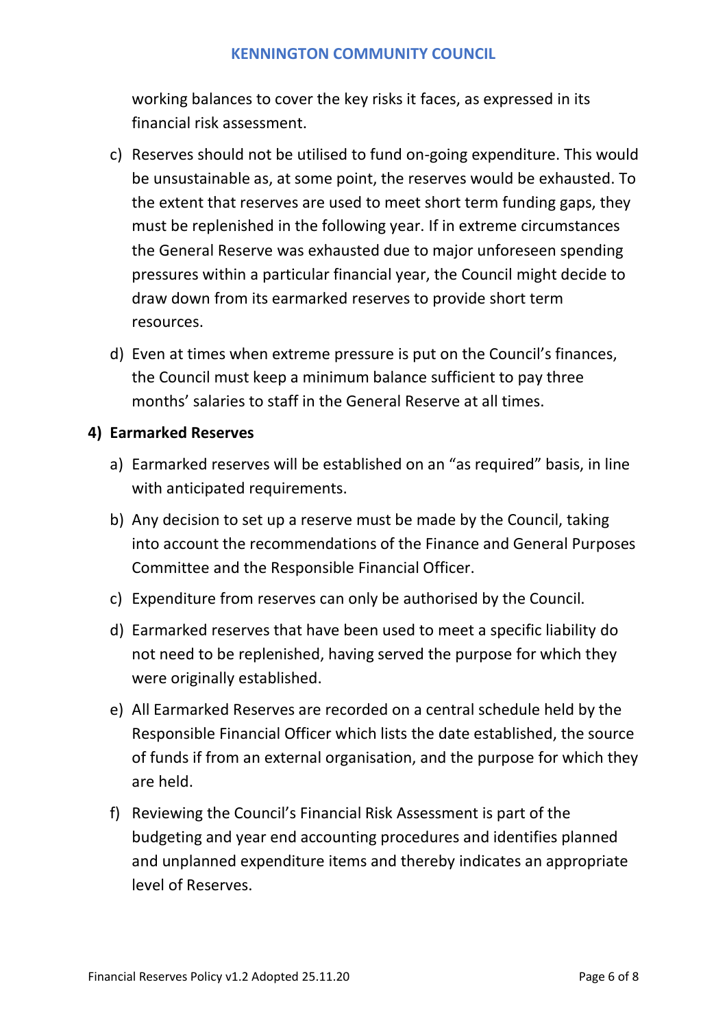working balances to cover the key risks it faces, as expressed in its financial risk assessment.

c) Reserves should not be utilised to fund on-going expenditure. This would be unsustainable as, at some point, the reserves would be exhausted. To the extent that reserves are used to meet short term funding gaps, they must be replenished in the following year. If in extreme circumstances the General Reserve was exhausted due to major unforeseen spending pressures within a particular financial year, the Council might decide to draw down from its earmarked reserves to provide short term resources.

d) Even at times when extreme pressure is put on the Council's finances, the Council must keep a minimum balance sufficient to pay three months' salaries to staff in the General Reserve at all times.

**4) Earmarked Reserves**

a) Earmarked reserves will be established on an "as required" basis, in line with anticipated requirements.

b) Any decision to set up a reserve must be made by the Council, taking into account the recommendations of the Finance and General Purposes Committee and the Responsible Financial Officer.

c) Expenditure from reserves can only be authorised by the Council.

d) Earmarked reserves that have been used to meet a specific liability do not need to be replenished, having served the purpose for which they were originally established.

e) All Earmarked Reserves are recorded on a central schedule held by the Responsible Financial Officer which lists the date established, the source of funds if from an external organisation, and the purpose for which they are held.

f) Reviewing the Council's Financial Risk Assessment is part of the budgeting and year end accounting procedures and identifies planned and unplanned expenditure items and thereby indicates an appropriate level of Reserves.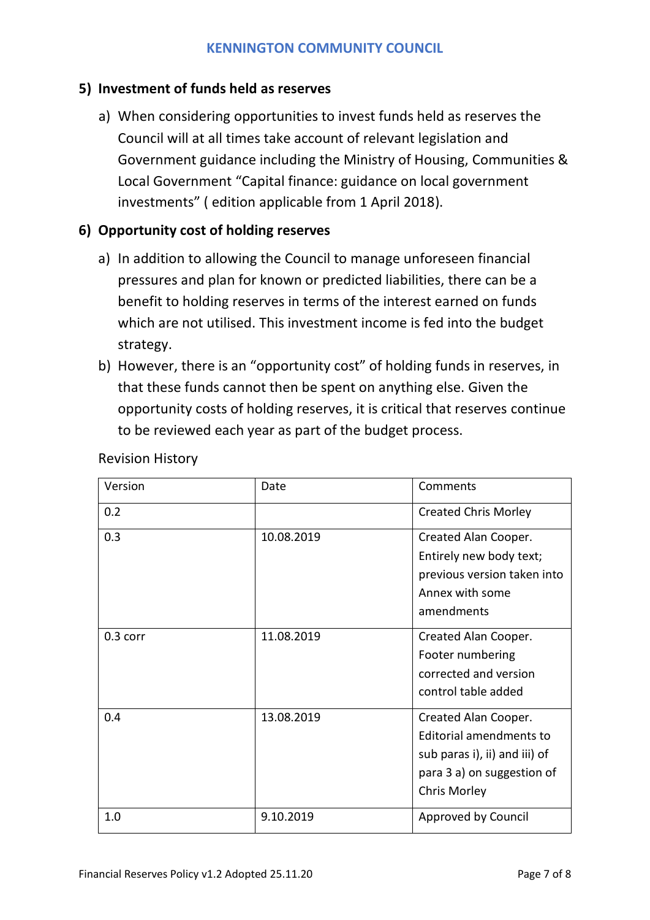## 5) Investment of funds held as reserves

a) When considering opportunities to invest funds held as reserves the Council will at all times take account of relevant legislation and Government guidance including the Ministry of Housing, Communities & Local Government "Capital finance: guidance on local government investments" ( edition applicable from 1 April 2018).

## 6) Opportunity cost of holding reserves

a) In addition to allowing the Council to manage unforeseen financial pressures and plan for known or predicted liabilities, there can be a benefit to holding reserves in terms of the interest earned on funds which are not utilised. This investment income is fed into the budget strategy.

b) However, there is an "opportunity cost" of holding funds in reserves, in that these funds cannot then be spent on anything else. Given the opportunity costs of holding reserves, it is critical that reserves continue to be reviewed each year as part of the budget process.

Revision History

| Version | Date | Comments |
|---|---|---|
| 0.2 | | Created Chris Morley |
| 0.3 | 10.08.2019 | Created Alan Cooper. Entirely new body text; previous version taken into Annex with some amendments |
| 0.3 corr | 11.08.2019 | Created Alan Cooper. Footer numbering corrected and version control table added |
| 0.4 | 13.08.2019 | Created Alan Cooper. Editorial amendments to sub paras i), ii) and iii) of para 3 a) on suggestion of Chris Morley |
| 1.0 | 9.10.2019 | Approved by Council |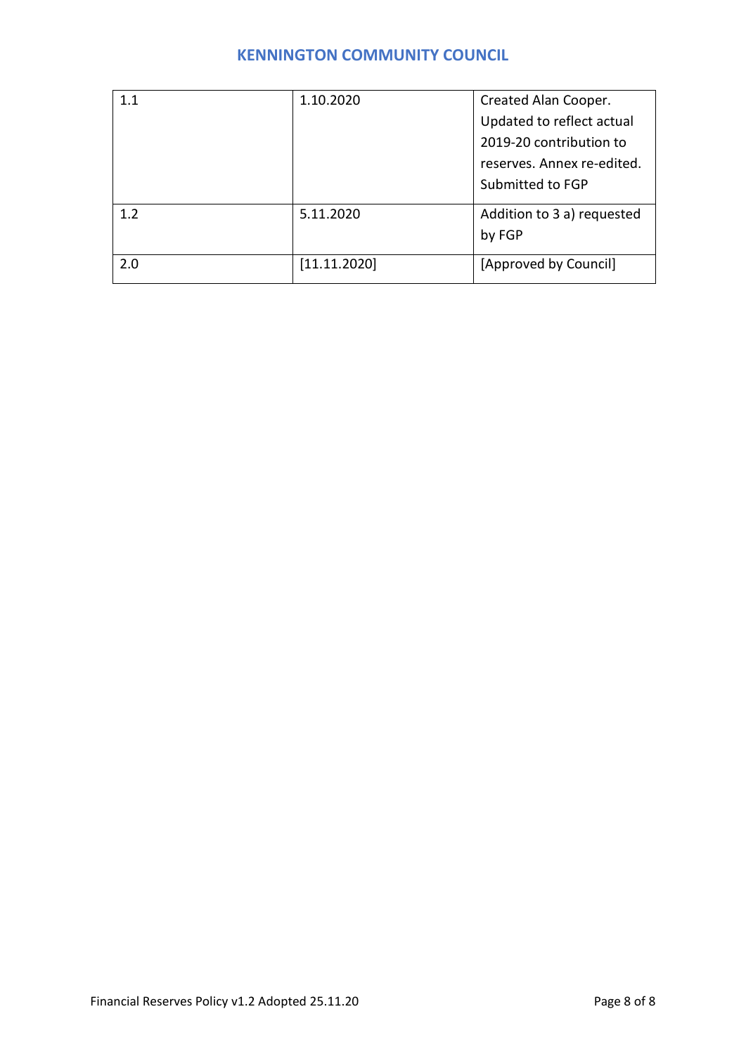| | | |
|---|---|---|
| 1.1 | 1.10.2020 | Created Alan Cooper. Updated to reflect actual 2019-20 contribution to reserves. Annex re-edited. Submitted to FGP |
| 1.2 | 5.11.2020 | Addition to 3 a) requested by FGP |
| 2.0 | [11.11.2020] | [Approved by Council] |